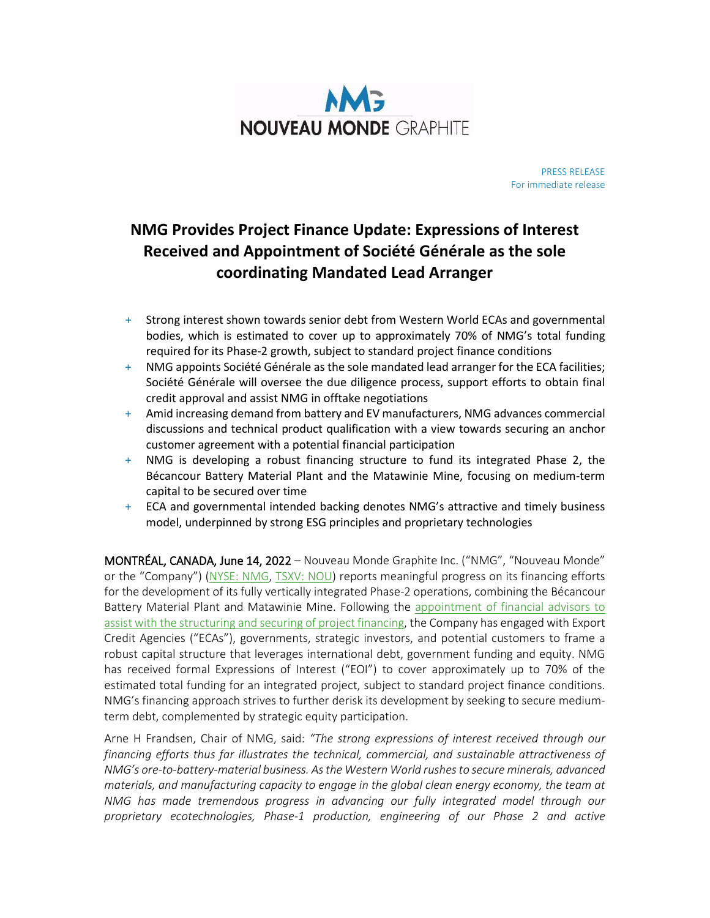NOUVEAU MONDE GRAPHITE

PRESS RELEASE
For immediate release

# NMG Provides Project Finance Update: Expressions of Interest Received and Appointment of Société Générale as the sole coordinating Mandated Lead Arranger

+ Strong interest shown towards senior debt from Western World ECAs and governmental bodies, which is estimated to cover up to approximately 70% of NMG's total funding required for its Phase-2 growth, subject to standard project finance conditions
+ NMG appoints Société Générale as the sole mandated lead arranger for the ECA facilities; Société Générale will oversee the due diligence process, support efforts to obtain final credit approval and assist NMG in offtake negotiations
+ Amid increasing demand from battery and EV manufacturers, NMG advances commercial discussions and technical product qualification with a view towards securing an anchor customer agreement with a potential financial participation
+ NMG is developing a robust financing structure to fund its integrated Phase 2, the Bécancour Battery Material Plant and the Matawinie Mine, focusing on medium-term capital to be secured over time
+ ECA and governmental intended backing denotes NMG's attractive and timely business model, underpinned by strong ESG principles and proprietary technologies

**MONTRÉAL, CANADA, June 14, 2022** – Nouveau Monde Graphite Inc. ("NMG", "Nouveau Monde" or the "Company") (NYSE: NMG, TSXV: NOU) reports meaningful progress on its financing efforts for the development of its fully vertically integrated Phase-2 operations, combining the Bécancour Battery Material Plant and Matawinie Mine. Following the appointment of financial advisors to assist with the structuring and securing of project financing, the Company has engaged with Export Credit Agencies ("ECAs"), governments, strategic investors, and potential customers to frame a robust capital structure that leverages international debt, government funding and equity. NMG has received formal Expressions of Interest ("EOI") to cover approximately up to 70% of the estimated total funding for an integrated project, subject to standard project finance conditions. NMG's financing approach strives to further derisk its development by seeking to secure medium-term debt, complemented by strategic equity participation.

Arne H Frandsen, Chair of NMG, said: *"The strong expressions of interest received through our financing efforts thus far illustrates the technical, commercial, and sustainable attractiveness of NMG's ore-to-battery-material business. As the Western World rushes to secure minerals, advanced materials, and manufacturing capacity to engage in the global clean energy economy, the team at NMG has made tremendous progress in advancing our fully integrated model through our proprietary ecotechnologies, Phase-1 production, engineering of our Phase 2 and active*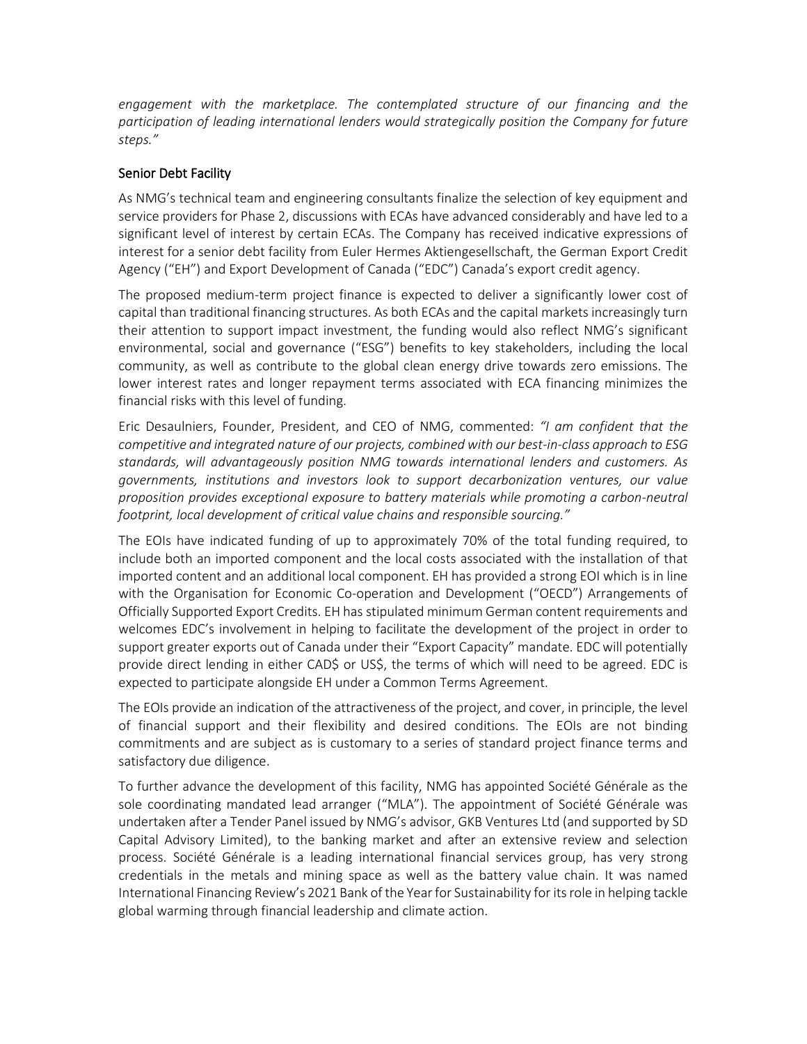*engagement with the marketplace. The contemplated structure of our financing and the participation of leading international lenders would strategically position the Company for future steps."*

## Senior Debt Facility

As NMG's technical team and engineering consultants finalize the selection of key equipment and service providers for Phase 2, discussions with ECAs have advanced considerably and have led to a significant level of interest by certain ECAs. The Company has received indicative expressions of interest for a senior debt facility from Euler Hermes Aktiengesellschaft, the German Export Credit Agency ("EH") and Export Development of Canada ("EDC") Canada's export credit agency.

The proposed medium-term project finance is expected to deliver a significantly lower cost of capital than traditional financing structures. As both ECAs and the capital markets increasingly turn their attention to support impact investment, the funding would also reflect NMG's significant environmental, social and governance ("ESG") benefits to key stakeholders, including the local community, as well as contribute to the global clean energy drive towards zero emissions. The lower interest rates and longer repayment terms associated with ECA financing minimizes the financial risks with this level of funding.

Eric Desaulniers, Founder, President, and CEO of NMG, commented: *"I am confident that the competitive and integrated nature of our projects, combined with our best-in-class approach to ESG standards, will advantageously position NMG towards international lenders and customers. As governments, institutions and investors look to support decarbonization ventures, our value proposition provides exceptional exposure to battery materials while promoting a carbon-neutral footprint, local development of critical value chains and responsible sourcing."*

The EOIs have indicated funding of up to approximately 70% of the total funding required, to include both an imported component and the local costs associated with the installation of that imported content and an additional local component. EH has provided a strong EOI which is in line with the Organisation for Economic Co-operation and Development ("OECD") Arrangements of Officially Supported Export Credits. EH has stipulated minimum German content requirements and welcomes EDC's involvement in helping to facilitate the development of the project in order to support greater exports out of Canada under their "Export Capacity" mandate. EDC will potentially provide direct lending in either CAD$ or US$, the terms of which will need to be agreed. EDC is expected to participate alongside EH under a Common Terms Agreement.

The EOIs provide an indication of the attractiveness of the project, and cover, in principle, the level of financial support and their flexibility and desired conditions. The EOIs are not binding commitments and are subject as is customary to a series of standard project finance terms and satisfactory due diligence.

To further advance the development of this facility, NMG has appointed Société Générale as the sole coordinating mandated lead arranger ("MLA"). The appointment of Société Générale was undertaken after a Tender Panel issued by NMG's advisor, GKB Ventures Ltd (and supported by SD Capital Advisory Limited), to the banking market and after an extensive review and selection process. Société Générale is a leading international financial services group, has very strong credentials in the metals and mining space as well as the battery value chain. It was named International Financing Review's 2021 Bank of the Year for Sustainability for its role in helping tackle global warming through financial leadership and climate action.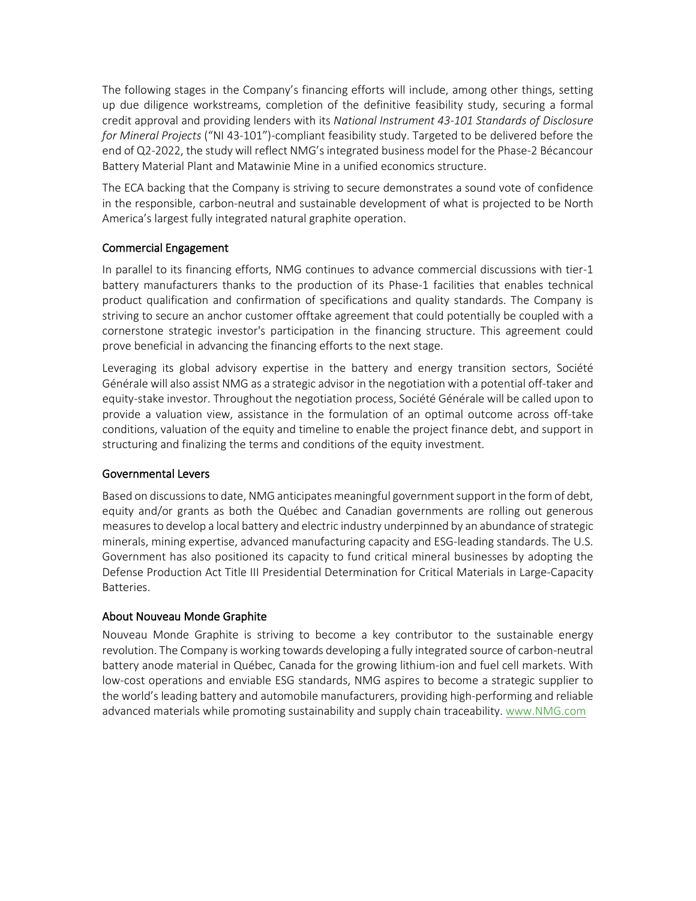The following stages in the Company's financing efforts will include, among other things, setting up due diligence workstreams, completion of the definitive feasibility study, securing a formal credit approval and providing lenders with its *National Instrument 43-101 Standards of Disclosure for Mineral Projects* ("NI 43-101")-compliant feasibility study. Targeted to be delivered before the end of Q2-2022, the study will reflect NMG's integrated business model for the Phase-2 Bécancour Battery Material Plant and Matawinie Mine in a unified economics structure.

The ECA backing that the Company is striving to secure demonstrates a sound vote of confidence in the responsible, carbon-neutral and sustainable development of what is projected to be North America's largest fully integrated natural graphite operation.

### Commercial Engagement

In parallel to its financing efforts, NMG continues to advance commercial discussions with tier-1 battery manufacturers thanks to the production of its Phase-1 facilities that enables technical product qualification and confirmation of specifications and quality standards. The Company is striving to secure an anchor customer offtake agreement that could potentially be coupled with a cornerstone strategic investor's participation in the financing structure. This agreement could prove beneficial in advancing the financing efforts to the next stage.

Leveraging its global advisory expertise in the battery and energy transition sectors, Société Générale will also assist NMG as a strategic advisor in the negotiation with a potential off-taker and equity-stake investor. Throughout the negotiation process, Société Générale will be called upon to provide a valuation view, assistance in the formulation of an optimal outcome across off-take conditions, valuation of the equity and timeline to enable the project finance debt, and support in structuring and finalizing the terms and conditions of the equity investment.

### Governmental Levers

Based on discussions to date, NMG anticipates meaningful government support in the form of debt, equity and/or grants as both the Québec and Canadian governments are rolling out generous measures to develop a local battery and electric industry underpinned by an abundance of strategic minerals, mining expertise, advanced manufacturing capacity and ESG-leading standards. The U.S. Government has also positioned its capacity to fund critical mineral businesses by adopting the Defense Production Act Title III Presidential Determination for Critical Materials in Large-Capacity Batteries.

### About Nouveau Monde Graphite

Nouveau Monde Graphite is striving to become a key contributor to the sustainable energy revolution. The Company is working towards developing a fully integrated source of carbon-neutral battery anode material in Québec, Canada for the growing lithium-ion and fuel cell markets. With low-cost operations and enviable ESG standards, NMG aspires to become a strategic supplier to the world's leading battery and automobile manufacturers, providing high-performing and reliable advanced materials while promoting sustainability and supply chain traceability. www.NMG.com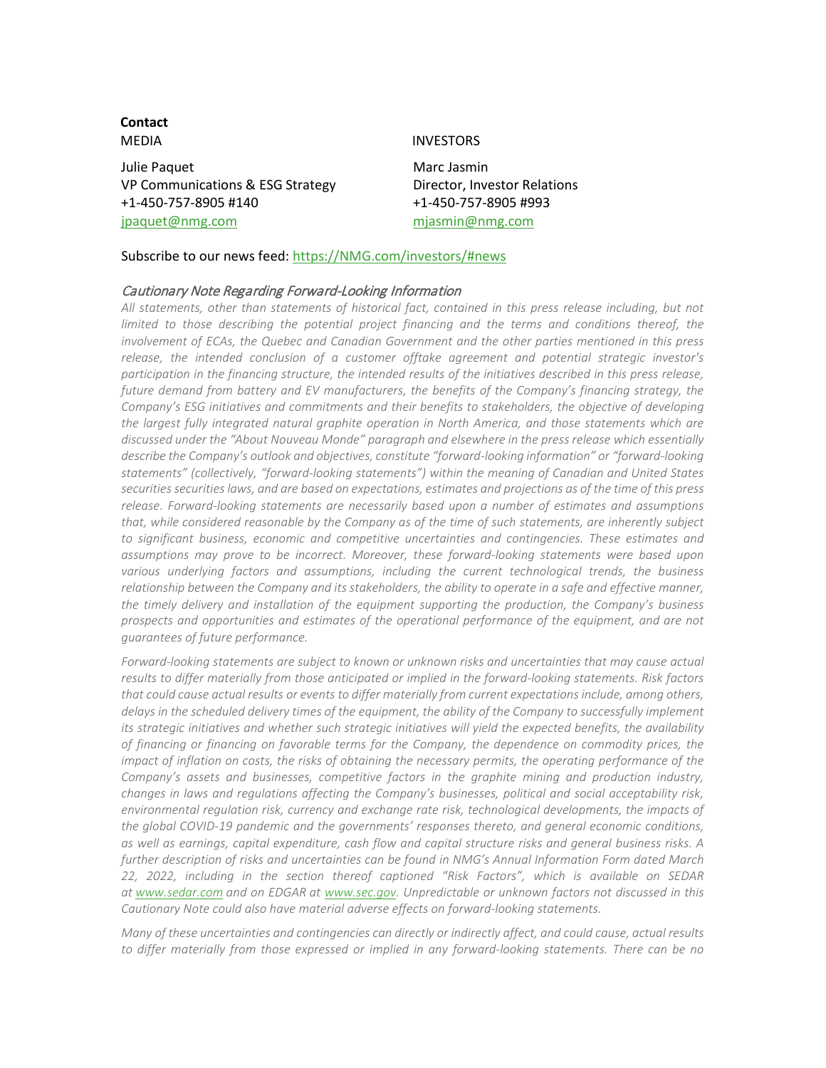**Contact**

MEDIA

Julie Paquet
VP Communications & ESG Strategy
+1-450-757-8905 #140
[jpaquet@nmg.com](mailto:jpaquet@nmg.com)

INVESTORS

Marc Jasmin
Director, Investor Relations
+1-450-757-8905 #993
[mjasmin@nmg.com](mailto:mjasmin@nmg.com)

Subscribe to our news feed: [https://NMG.com/investors/#news](https://NMG.com/investors/#news)

### *Cautionary Note Regarding Forward-Looking Information*

*All statements, other than statements of historical fact, contained in this press release including, but not limited to those describing the potential project financing and the terms and conditions thereof, the involvement of ECAs, the Quebec and Canadian Government and the other parties mentioned in this press release, the intended conclusion of a customer offtake agreement and potential strategic investor's participation in the financing structure, the intended results of the initiatives described in this press release, future demand from battery and EV manufacturers, the benefits of the Company's financing strategy, the Company's ESG initiatives and commitments and their benefits to stakeholders, the objective of developing the largest fully integrated natural graphite operation in North America, and those statements which are discussed under the "About Nouveau Monde" paragraph and elsewhere in the press release which essentially describe the Company's outlook and objectives, constitute "forward-looking information" or "forward-looking statements" (collectively, "forward-looking statements") within the meaning of Canadian and United States securities securities laws, and are based on expectations, estimates and projections as of the time of this press release. Forward-looking statements are necessarily based upon a number of estimates and assumptions that, while considered reasonable by the Company as of the time of such statements, are inherently subject to significant business, economic and competitive uncertainties and contingencies. These estimates and assumptions may prove to be incorrect. Moreover, these forward-looking statements were based upon various underlying factors and assumptions, including the current technological trends, the business relationship between the Company and its stakeholders, the ability to operate in a safe and effective manner, the timely delivery and installation of the equipment supporting the production, the Company's business prospects and opportunities and estimates of the operational performance of the equipment, and are not guarantees of future performance.*

*Forward-looking statements are subject to known or unknown risks and uncertainties that may cause actual results to differ materially from those anticipated or implied in the forward-looking statements. Risk factors that could cause actual results or events to differ materially from current expectations include, among others, delays in the scheduled delivery times of the equipment, the ability of the Company to successfully implement its strategic initiatives and whether such strategic initiatives will yield the expected benefits, the availability of financing or financing on favorable terms for the Company, the dependence on commodity prices, the impact of inflation on costs, the risks of obtaining the necessary permits, the operating performance of the Company's assets and businesses, competitive factors in the graphite mining and production industry, changes in laws and regulations affecting the Company's businesses, political and social acceptability risk, environmental regulation risk, currency and exchange rate risk, technological developments, the impacts of the global COVID-19 pandemic and the governments' responses thereto, and general economic conditions, as well as earnings, capital expenditure, cash flow and capital structure risks and general business risks. A further description of risks and uncertainties can be found in NMG's Annual Information Form dated March 22, 2022, including in the section thereof captioned "Risk Factors", which is available on SEDAR at [www.sedar.com](http://www.sedar.com) and on EDGAR at [www.sec.gov](http://www.sec.gov). Unpredictable or unknown factors not discussed in this Cautionary Note could also have material adverse effects on forward-looking statements.*

*Many of these uncertainties and contingencies can directly or indirectly affect, and could cause, actual results to differ materially from those expressed or implied in any forward-looking statements. There can be no*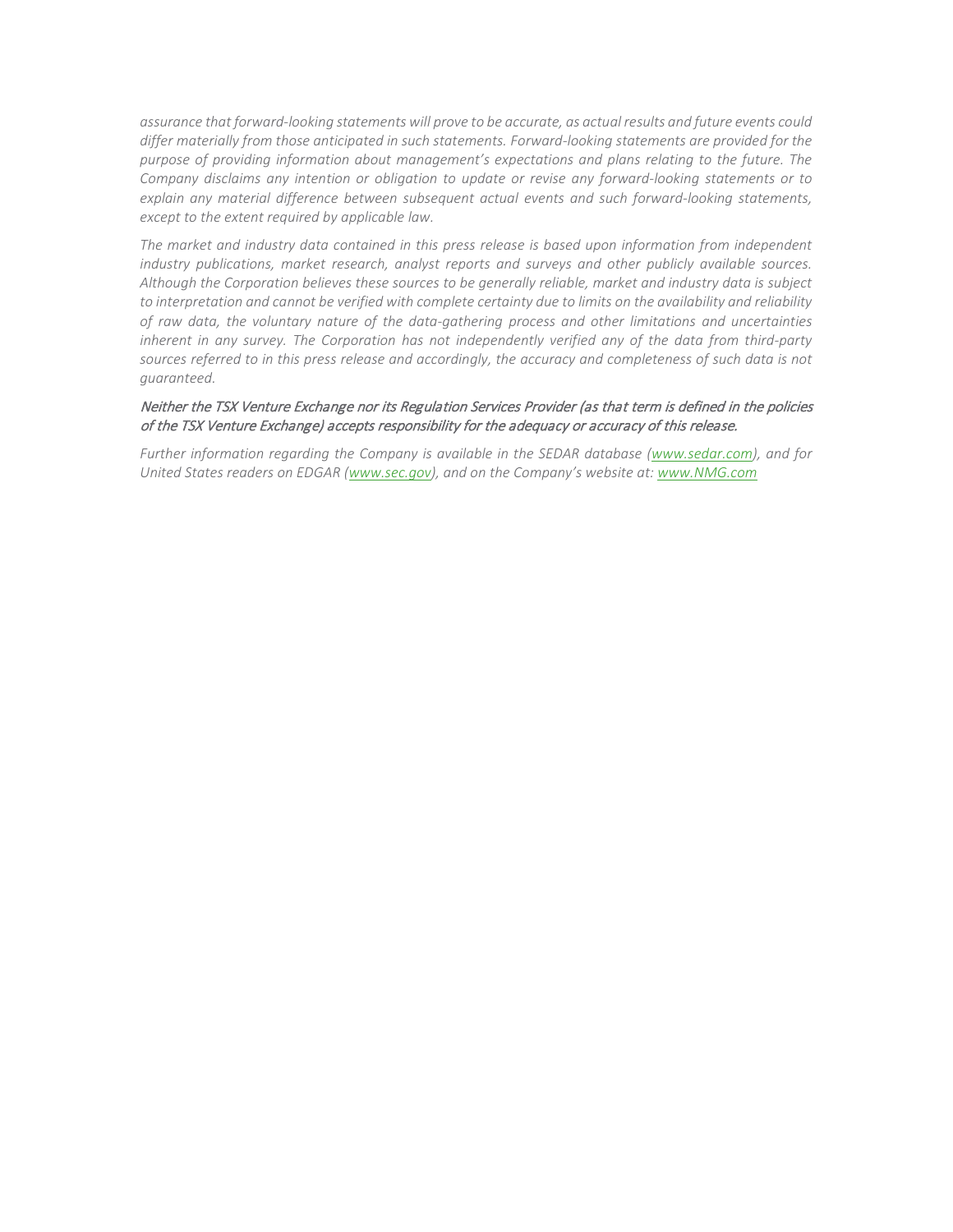*assurance that forward-looking statements will prove to be accurate, as actual results and future events could differ materially from those anticipated in such statements. Forward-looking statements are provided for the purpose of providing information about management's expectations and plans relating to the future. The Company disclaims any intention or obligation to update or revise any forward-looking statements or to explain any material difference between subsequent actual events and such forward-looking statements, except to the extent required by applicable law.*

*The market and industry data contained in this press release is based upon information from independent industry publications, market research, analyst reports and surveys and other publicly available sources. Although the Corporation believes these sources to be generally reliable, market and industry data is subject to interpretation and cannot be verified with complete certainty due to limits on the availability and reliability of raw data, the voluntary nature of the data-gathering process and other limitations and uncertainties inherent in any survey. The Corporation has not independently verified any of the data from third-party sources referred to in this press release and accordingly, the accuracy and completeness of such data is not guaranteed.*

*Neither the TSX Venture Exchange nor its Regulation Services Provider (as that term is defined in the policies of the TSX Venture Exchange) accepts responsibility for the adequacy or accuracy of this release.*

*Further information regarding the Company is available in the SEDAR database ([www.sedar.com](www.sedar.com)), and for United States readers on EDGAR ([www.sec.gov](www.sec.gov)), and on the Company's website at: [www.NMG.com](www.NMG.com)*